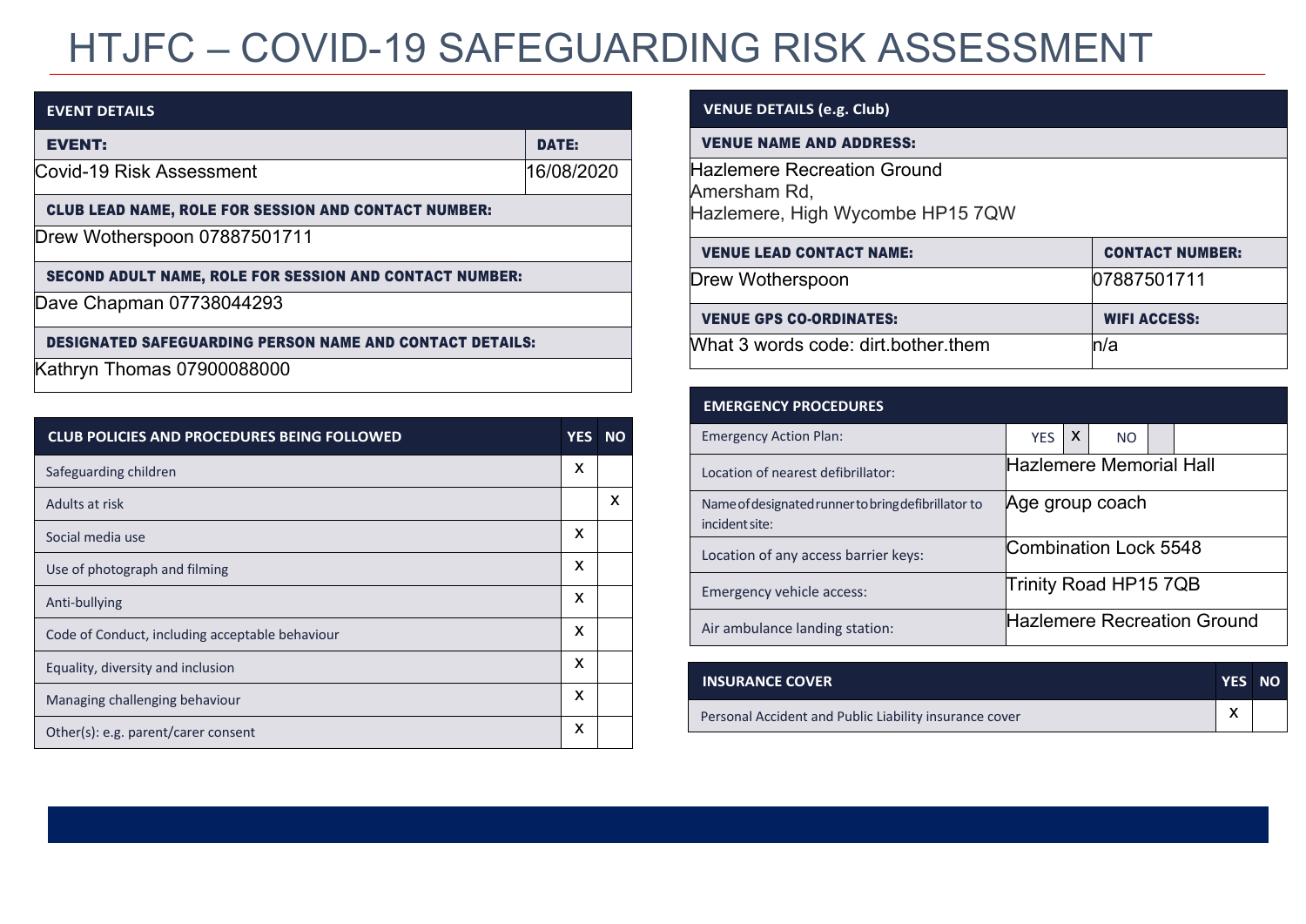# HTJFC – COVID-19 SAFEGUARDING RISK ASSESSMENT

| EVENT DETAILS | |
|---|---|
| **EVENT:** | **DATE:** |
| Covid-19 Risk Assessment | 16/08/2020 |
| **CLUB LEAD NAME, ROLE FOR SESSION AND CONTACT NUMBER:** | |
| Drew Wotherspoon 07887501711 | |
| **SECOND ADULT NAME, ROLE FOR SESSION AND CONTACT NUMBER:** | |
| Dave Chapman 07738044293 | |
| **DESIGNATED SAFEGUARDING PERSON NAME AND CONTACT DETAILS:** | |
| Kathryn Thomas 07900088000 | |

| CLUB POLICIES AND PROCEDURES BEING FOLLOWED | YES | NO |
|---|---|---|
| Safeguarding children | X | |
| Adults at risk | | X |
| Social media use | X | |
| Use of photograph and filming | X | |
| Anti-bullying | X | |
| Code of Conduct, including acceptable behaviour | X | |
| Equality, diversity and inclusion | X | |
| Managing challenging behaviour | X | |
| Other(s): e.g. parent/carer consent | X | |

| VENUE DETAILS (e.g. Club) | |
|---|---|
| **VENUE NAME AND ADDRESS:** | |
| Hazlemere Recreation Ground<br>Amersham Rd,<br>Hazlemere, High Wycombe HP15 7QW | |
| **VENUE LEAD CONTACT NAME:** | **CONTACT NUMBER:** |
| Drew Wotherspoon | 07887501711 |
| **VENUE GPS CO-ORDINATES:** | **WIFI ACCESS:** |
| What 3 words code: dirt.bother.them | n/a |

| EMERGENCY PROCEDURES | |
|---|---|
| Emergency Action Plan: | YES X NO |
| Location of nearest defibrillator: | Hazlemere Memorial Hall |
| Name of designated runner to bring defibrillator to incident site: | Age group coach |
| Location of any access barrier keys: | Combination Lock 5548 |
| Emergency vehicle access: | Trinity Road HP15 7QB |
| Air ambulance landing station: | Hazlemere Recreation Ground |

| INSURANCE COVER | YES | NO |
|---|---|---|
| Personal Accident and Public Liability insurance cover | X | |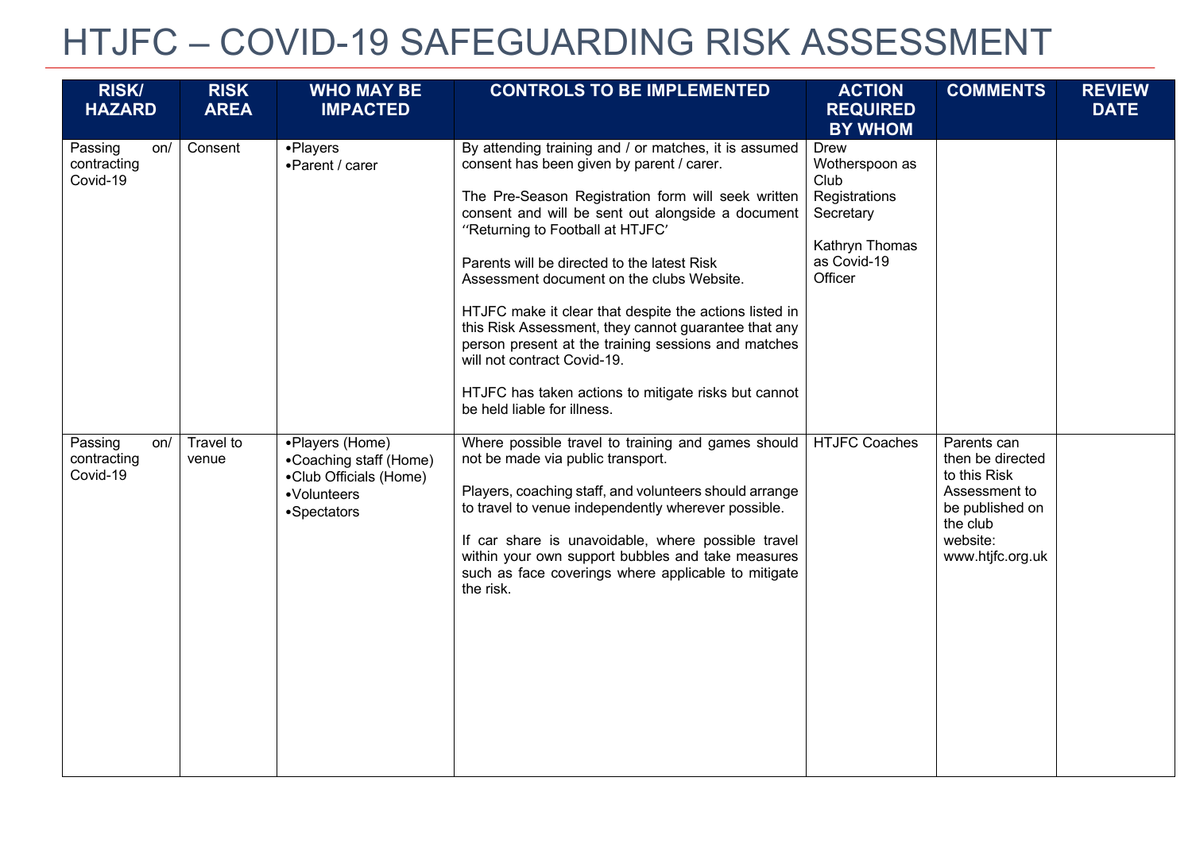# HTJFC – COVID-19 SAFEGUARDING RISK ASSESSMENT

| RISK/ HAZARD | RISK AREA | WHO MAY BE IMPACTED | CONTROLS TO BE IMPLEMENTED | ACTION REQUIRED BY WHOM | COMMENTS | REVIEW DATE |
|---|---|---|---|---|---|---|
| Passing on/ contracting Covid-19 | Consent | •Players<br>•Parent / carer | By attending training and / or matches, it is assumed consent has been given by parent / carer.<br><br>The Pre-Season Registration form will seek written consent and will be sent out alongside a document ‘‘Returning to Football at HTJFC’<br><br>Parents will be directed to the latest Risk Assessment document on the clubs Website.<br><br>HTJFC make it clear that despite the actions listed in this Risk Assessment, they cannot guarantee that any person present at the training sessions and matches will not contract Covid-19.<br><br>HTJFC has taken actions to mitigate risks but cannot be held liable for illness. | Drew Wotherspoon as Club Registrations Secretary<br><br>Kathryn Thomas as Covid-19 Officer | | |
| Passing on/ contracting Covid-19 | Travel to venue | •Players (Home)<br>•Coaching staff (Home)<br>•Club Officials (Home)<br>•Volunteers<br>•Spectators | Where possible travel to training and games should not be made via public transport.<br><br>Players, coaching staff, and volunteers should arrange to travel to venue independently wherever possible.<br><br>If car share is unavoidable, where possible travel within your own support bubbles and take measures such as face coverings where applicable to mitigate the risk. | HTJFC Coaches | Parents can then be directed to this Risk Assessment to be published on the club website: www.htjfc.org.uk | |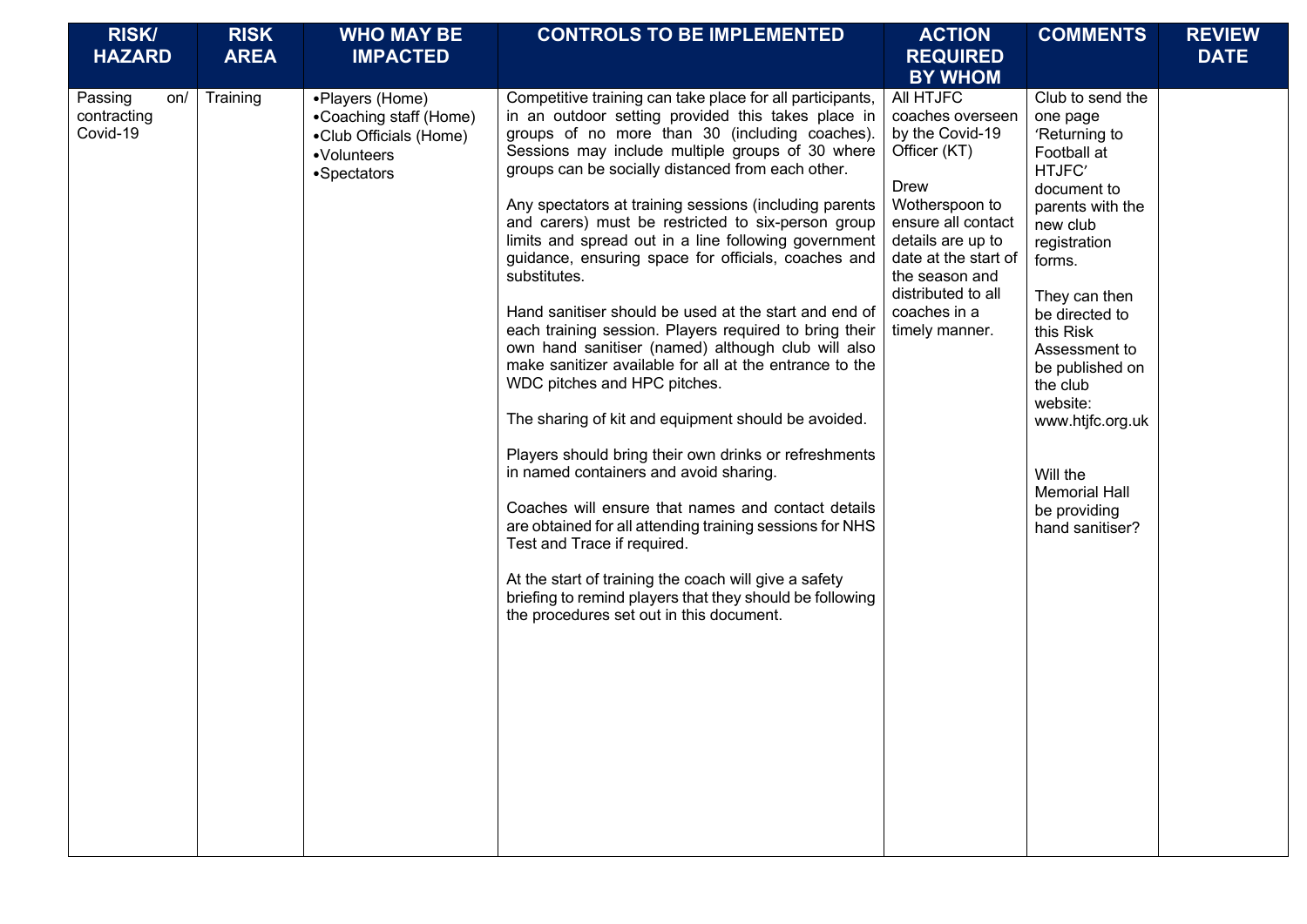| RISK/ HAZARD | RISK AREA | WHO MAY BE IMPACTED | CONTROLS TO BE IMPLEMENTED | ACTION REQUIRED BY WHOM | COMMENTS | REVIEW DATE |
|---|---|---|---|---|---|---|
| Passing on/ contracting Covid-19 | Training | •Players (Home)<br>•Coaching staff (Home)<br>•Club Officials (Home)<br>•Volunteers<br>•Spectators | Competitive training can take place for all participants, in an outdoor setting provided this takes place in groups of no more than 30 (including coaches). Sessions may include multiple groups of 30 where groups can be socially distanced from each other.<br><br>Any spectators at training sessions (including parents and carers) must be restricted to six-person group limits and spread out in a line following government guidance, ensuring space for officials, coaches and substitutes.<br><br>Hand sanitiser should be used at the start and end of each training session. Players required to bring their own hand sanitiser (named) although club will also make sanitizer available for all at the entrance to the WDC pitches and HPC pitches.<br><br>The sharing of kit and equipment should be avoided.<br><br>Players should bring their own drinks or refreshments in named containers and avoid sharing.<br><br>Coaches will ensure that names and contact details are obtained for all attending training sessions for NHS Test and Trace if required.<br><br>At the start of training the coach will give a safety briefing to remind players that they should be following the procedures set out in this document. | All HTJFC coaches overseen by the Covid-19 Officer (KT)<br><br>Drew Wotherspoon to ensure all contact details are up to date at the start of the season and distributed to all coaches in a timely manner. | Club to send the one page 'Returning to Football at HTJFC' document to parents with the new club registration forms.<br><br>They can then be directed to this Risk Assessment to be published on the club website: www.htjfc.org.uk<br><br>Will the Memorial Hall be providing hand sanitiser? | |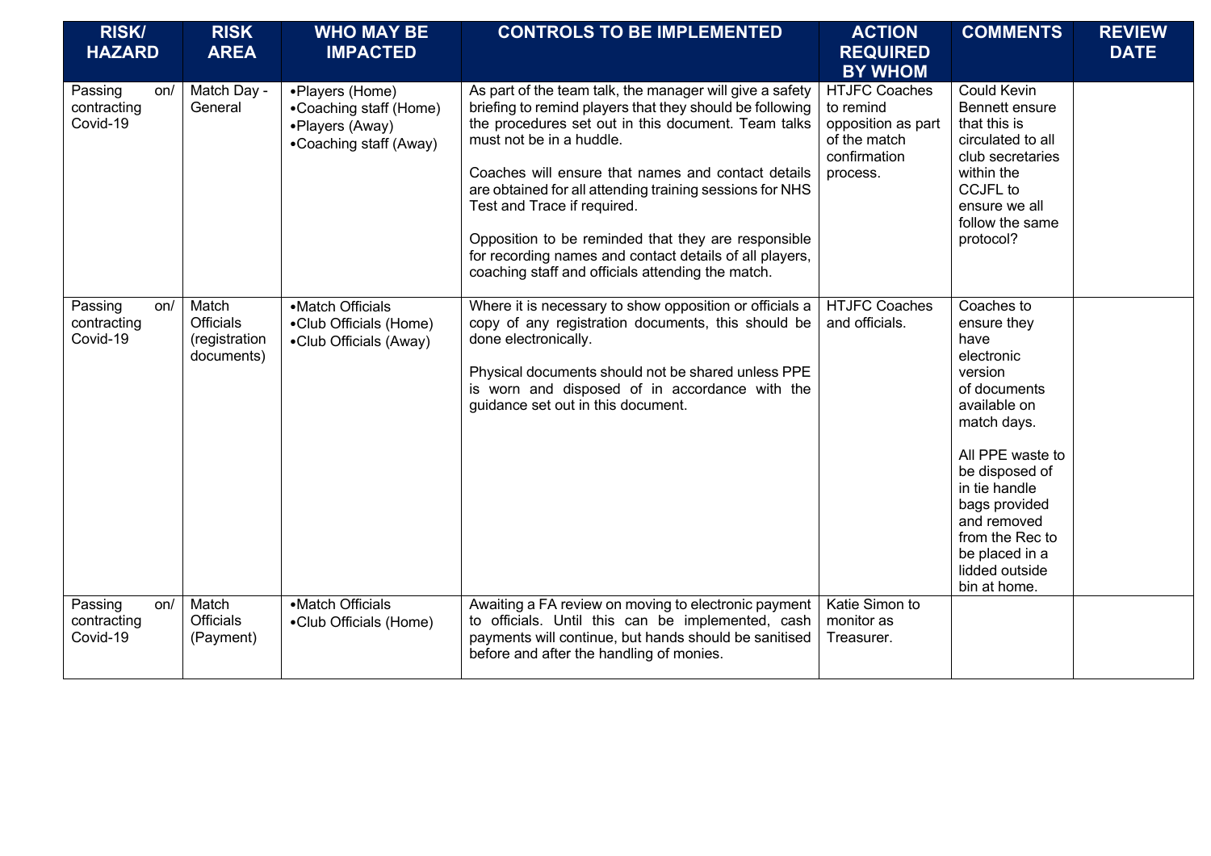| RISK/ HAZARD | RISK AREA | WHO MAY BE IMPACTED | CONTROLS TO BE IMPLEMENTED | ACTION REQUIRED BY WHOM | COMMENTS | REVIEW DATE |
|---|---|---|---|---|---|---|
| Passing on/ contracting Covid-19 | Match Day - General | •Players (Home)<br>•Coaching staff (Home)<br>•Players (Away)<br>•Coaching staff (Away) | As part of the team talk, the manager will give a safety briefing to remind players that they should be following the procedures set out in this document. Team talks must not be in a huddle.<br><br>Coaches will ensure that names and contact details are obtained for all attending training sessions for NHS Test and Trace if required.<br><br>Opposition to be reminded that they are responsible for recording names and contact details of all players, coaching staff and officials attending the match. | HTJFC Coaches to remind opposition as part of the match confirmation process. | Could Kevin Bennett ensure that this is circulated to all club secretaries within the CCJFL to ensure we all follow the same protocol? | |
| Passing on/ contracting Covid-19 | Match Officials (registration documents) | •Match Officials<br>•Club Officials (Home)<br>•Club Officials (Away) | Where it is necessary to show opposition or officials a copy of any registration documents, this should be done electronically.<br><br>Physical documents should not be shared unless PPE is worn and disposed of in accordance with the guidance set out in this document. | HTJFC Coaches and officials. | Coaches to ensure they have electronic version of documents available on match days.<br><br>All PPE waste to be disposed of in tie handle bags provided and removed from the Rec to be placed in a lidded outside bin at home. | |
| Passing on/ contracting Covid-19 | Match Officials (Payment) | •Match Officials<br>•Club Officials (Home) | Awaiting a FA review on moving to electronic payment to officials. Until this can be implemented, cash payments will continue, but hands should be sanitised before and after the handling of monies. | Katie Simon to monitor as Treasurer. | | |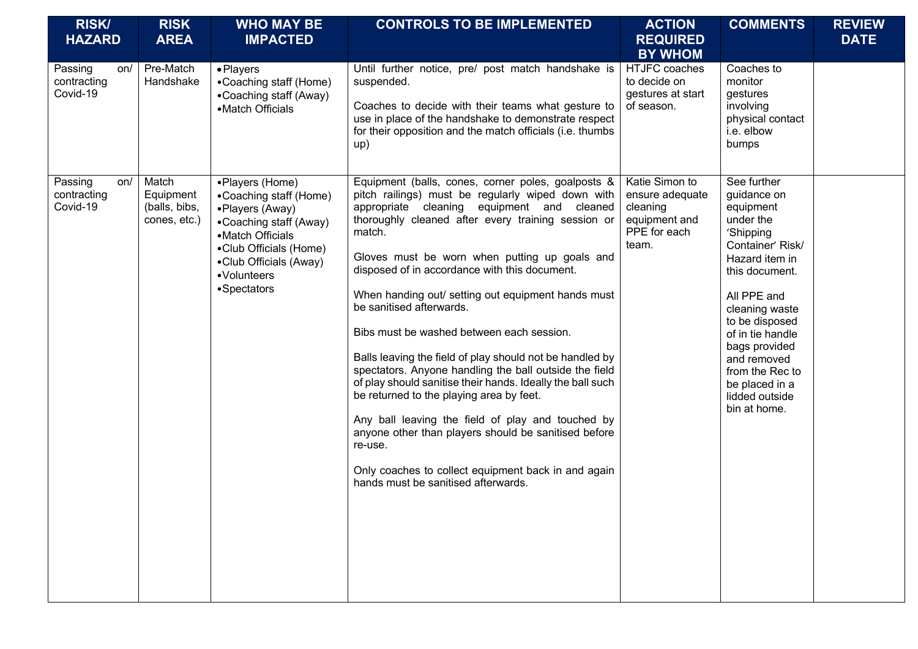| RISK/ HAZARD | RISK AREA | WHO MAY BE IMPACTED | CONTROLS TO BE IMPLEMENTED | ACTION REQUIRED BY WHOM | COMMENTS | REVIEW DATE |
|---|---|---|---|---|---|---|
| Passing on/ contracting Covid-19 | Pre-Match Handshake | • Players<br>• Coaching staff (Home)<br>• Coaching staff (Away)<br>• Match Officials | Until further notice, pre/ post match handshake is suspended.<br><br>Coaches to decide with their teams what gesture to use in place of the handshake to demonstrate respect for their opposition and the match officials (i.e. thumbs up) | HTJFC coaches to decide on gestures at start of season. | Coaches to monitor gestures involving physical contact i.e. elbow bumps | |
| Passing on/ contracting Covid-19 | Match Equipment (balls, bibs, cones, etc.) | • Players (Home)<br>• Coaching staff (Home)<br>• Players (Away)<br>• Coaching staff (Away)<br>• Match Officials<br>• Club Officials (Home)<br>• Club Officials (Away)<br>• Volunteers<br>• Spectators | Equipment (balls, cones, corner poles, goalposts & pitch railings) must be regularly wiped down with appropriate cleaning equipment and cleaned thoroughly cleaned after every training session or match.<br><br>Gloves must be worn when putting up goals and disposed of in accordance with this document.<br><br>When handing out/ setting out equipment hands must be sanitised afterwards.<br><br>Bibs must be washed between each session.<br><br>Balls leaving the field of play should not be handled by spectators. Anyone handling the ball outside the field of play should sanitise their hands. Ideally the ball such be returned to the playing area by feet.<br><br>Any ball leaving the field of play and touched by anyone other than players should be sanitised before re-use.<br><br>Only coaches to collect equipment back in and again hands must be sanitised afterwards. | Katie Simon to ensure adequate cleaning equipment and PPE for each team. | See further guidance on equipment under the 'Shipping Container' Risk/ Hazard item in this document.<br><br>All PPE and cleaning waste to be disposed of in tie handle bags provided and removed from the Rec to be placed in a lidded outside bin at home. | |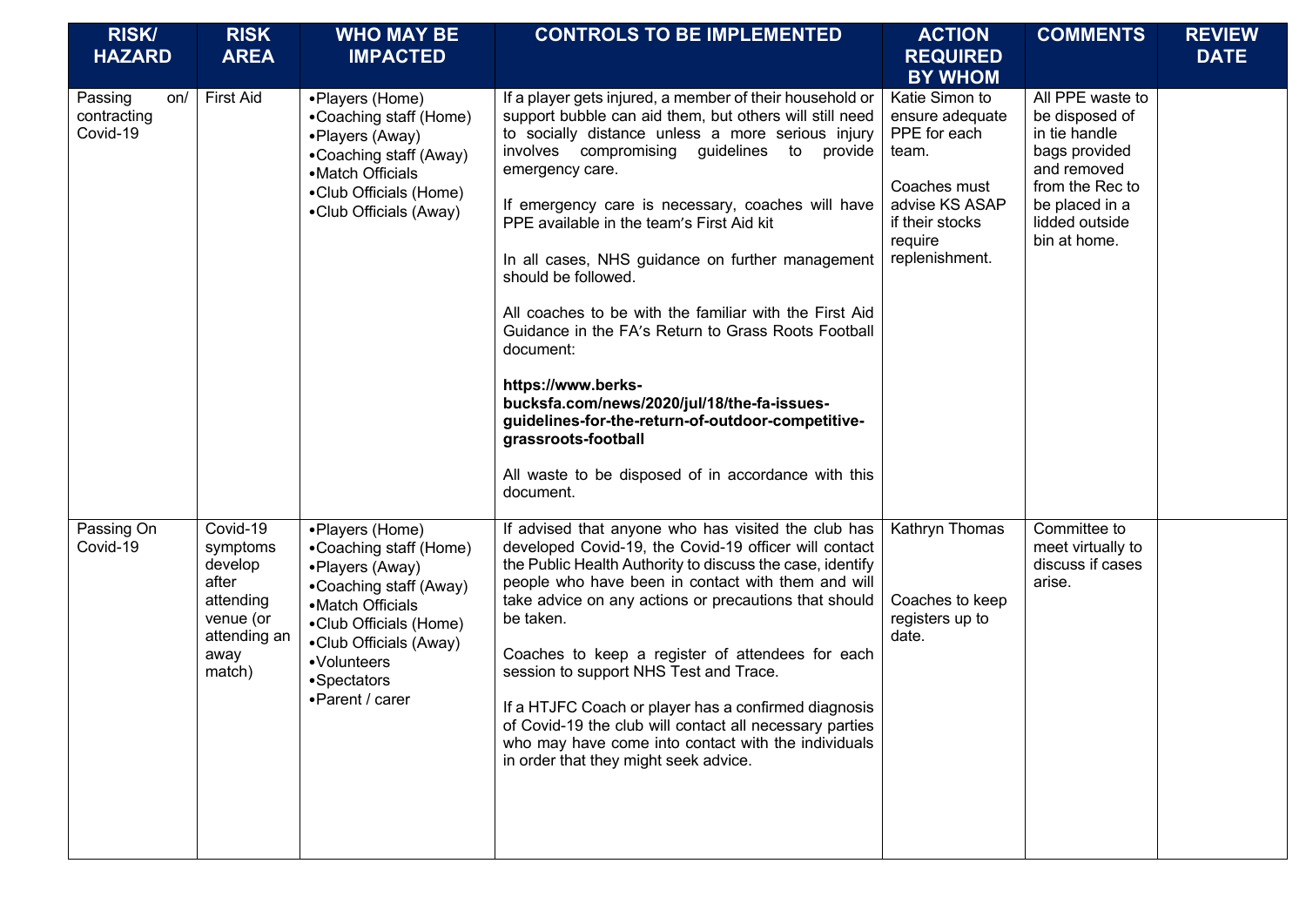| RISK/ HAZARD | RISK AREA | WHO MAY BE IMPACTED | CONTROLS TO BE IMPLEMENTED | ACTION REQUIRED BY WHOM | COMMENTS | REVIEW DATE |
|---|---|---|---|---|---|---|
| Passing on/ contracting Covid-19 | First Aid | •Players (Home)<br>•Coaching staff (Home)<br>•Players (Away)<br>•Coaching staff (Away)<br>•Match Officials<br>•Club Officials (Home)<br>•Club Officials (Away) | If a player gets injured, a member of their household or support bubble can aid them, but others will still need to socially distance unless a more serious injury involves compromising guidelines to provide emergency care.<br><br>If emergency care is necessary, coaches will have PPE available in the team's First Aid kit<br><br>In all cases, NHS guidance on further management should be followed.<br><br>All coaches to be with the familiar with the First Aid Guidance in the FA's Return to Grass Roots Football document:<br><br>**https://www.berks-bucksfa.com/news/2020/jul/18/the-fa-issues-guidelines-for-the-return-of-outdoor-competitive-grassroots-football**<br><br>All waste to be disposed of in accordance with this document. | Katie Simon to ensure adequate PPE for each team.<br><br>Coaches must advise KS ASAP if their stocks require replenishment. | All PPE waste to be disposed of in tie handle bags provided and removed from the Rec to be placed in a lidded outside bin at home. | |
| Passing On Covid-19 | Covid-19 symptoms develop after attending venue (or attending an away match) | •Players (Home)<br>•Coaching staff (Home)<br>•Players (Away)<br>•Coaching staff (Away)<br>•Match Officials<br>•Club Officials (Home)<br>•Club Officials (Away)<br>•Volunteers<br>•Spectators<br>•Parent / carer | If advised that anyone who has visited the club has developed Covid-19, the Covid-19 officer will contact the Public Health Authority to discuss the case, identify people who have been in contact with them and will take advice on any actions or precautions that should be taken.<br><br>Coaches to keep a register of attendees for each session to support NHS Test and Trace.<br><br>If a HTJFC Coach or player has a confirmed diagnosis of Covid-19 the club will contact all necessary parties who may have come into contact with the individuals in order that they might seek advice. | Kathryn Thomas<br><br>Coaches to keep registers up to date. | Committee to meet virtually to discuss if cases arise. | |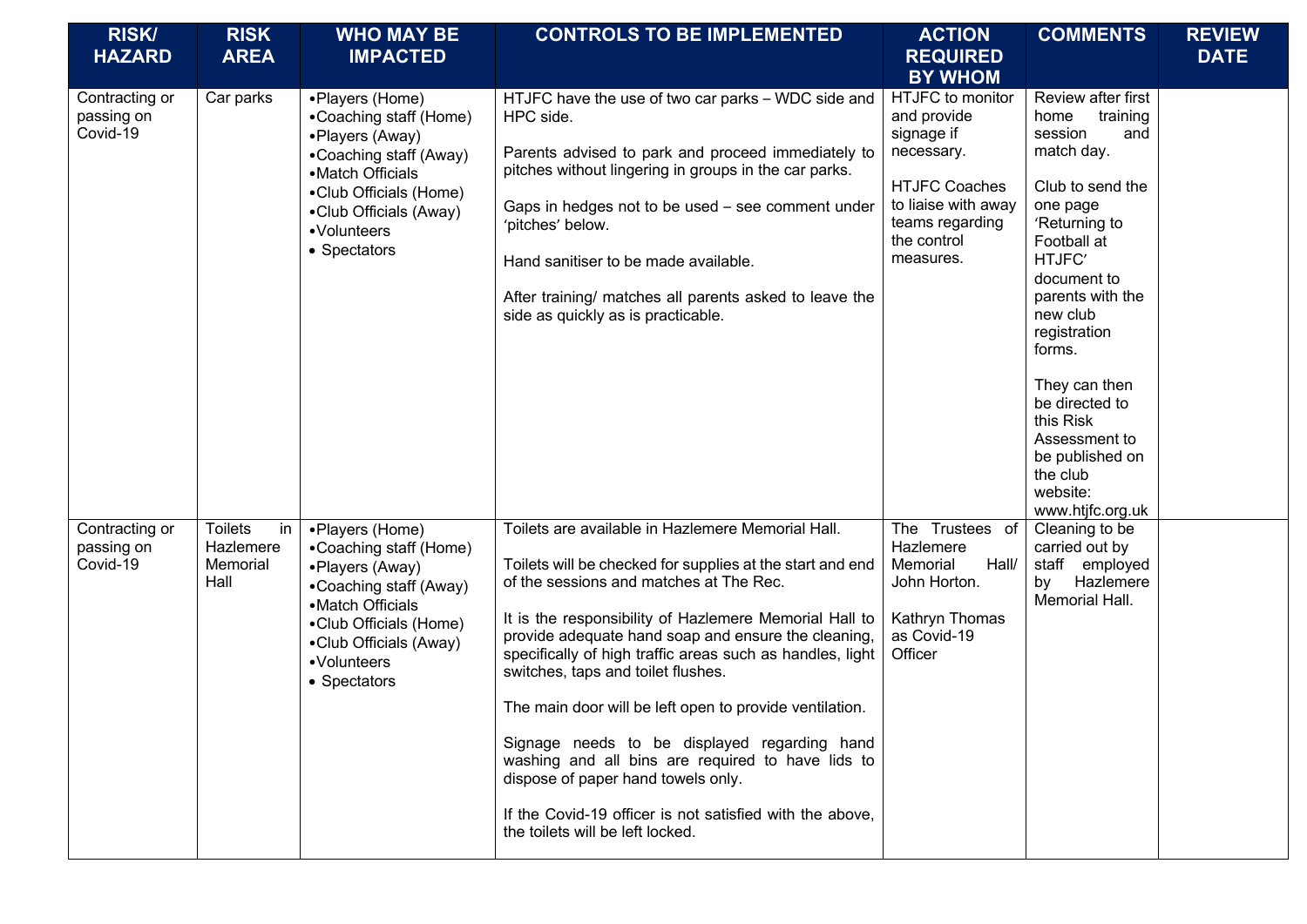| RISK/ HAZARD | RISK AREA | WHO MAY BE IMPACTED | CONTROLS TO BE IMPLEMENTED | ACTION REQUIRED BY WHOM | COMMENTS | REVIEW DATE |
|---|---|---|---|---|---|---|
| Contracting or passing on Covid-19 | Car parks | •Players (Home)<br>•Coaching staff (Home)<br>•Players (Away)<br>•Coaching staff (Away)<br>•Match Officials<br>•Club Officials (Home)<br>•Club Officials (Away)<br>•Volunteers<br>• Spectators | HTJFC have the use of two car parks – WDC side and HPC side.<br><br>Parents advised to park and proceed immediately to pitches without lingering in groups in the car parks.<br><br>Gaps in hedges not to be used – see comment under 'pitches' below.<br><br>Hand sanitiser to be made available.<br><br>After training/ matches all parents asked to leave the side as quickly as is practicable. | HTJFC to monitor and provide signage if necessary.<br><br>HTJFC Coaches to liaise with away teams regarding the control measures. | Review after first home training session and match day.<br><br>Club to send the one page 'Returning to Football at HTJFC' document to parents with the new club registration forms.<br><br>They can then be directed to this Risk Assessment to be published on the club website: www.htjfc.org.uk | |
| Contracting or passing on Covid-19 | Toilets in Hazlemere Memorial Hall | •Players (Home)<br>•Coaching staff (Home)<br>•Players (Away)<br>•Coaching staff (Away)<br>•Match Officials<br>•Club Officials (Home)<br>•Club Officials (Away)<br>•Volunteers<br>• Spectators | Toilets are available in Hazlemere Memorial Hall.<br><br>Toilets will be checked for supplies at the start and end of the sessions and matches at The Rec.<br><br>It is the responsibility of Hazlemere Memorial Hall to provide adequate hand soap and ensure the cleaning, specifically of high traffic areas such as handles, light switches, taps and toilet flushes.<br><br>The main door will be left open to provide ventilation.<br><br>Signage needs to be displayed regarding hand washing and all bins are required to have lids to dispose of paper hand towels only.<br><br>If the Covid-19 officer is not satisfied with the above, the toilets will be left locked. | The Trustees of Hazlemere Memorial Hall/ John Horton.<br><br>Kathryn Thomas as Covid-19 Officer | Cleaning to be carried out by staff employed by Hazlemere Memorial Hall. | |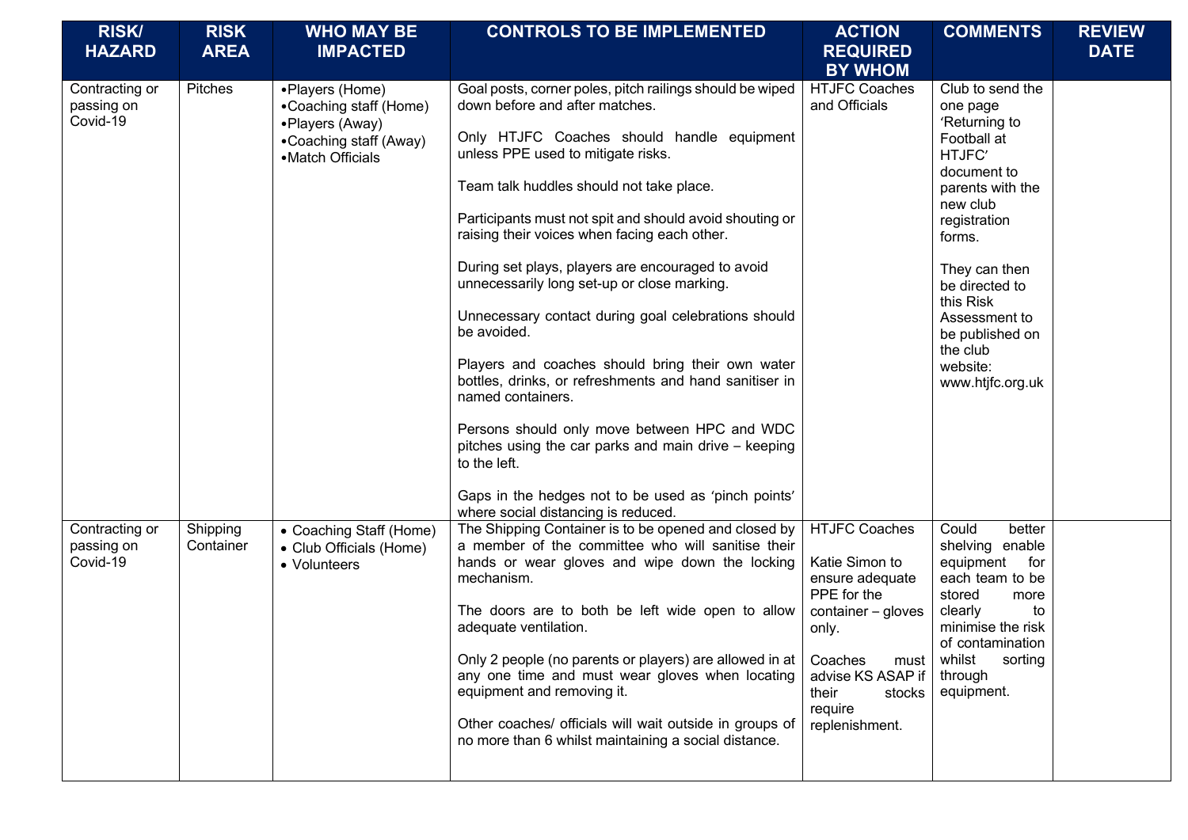| RISK/ HAZARD | RISK AREA | WHO MAY BE IMPACTED | CONTROLS TO BE IMPLEMENTED | ACTION REQUIRED BY WHOM | COMMENTS | REVIEW DATE |
|---|---|---|---|---|---|---|
| Contracting or passing on Covid-19 | Pitches | •Players (Home)<br>•Coaching staff (Home)<br>•Players (Away)<br>•Coaching staff (Away)<br>•Match Officials | Goal posts, corner poles, pitch railings should be wiped down before and after matches.<br><br>Only HTJFC Coaches should handle equipment unless PPE used to mitigate risks.<br><br>Team talk huddles should not take place.<br><br>Participants must not spit and should avoid shouting or raising their voices when facing each other.<br><br>During set plays, players are encouraged to avoid unnecessarily long set-up or close marking.<br><br>Unnecessary contact during goal celebrations should be avoided.<br><br>Players and coaches should bring their own water bottles, drinks, or refreshments and hand sanitiser in named containers.<br><br>Persons should only move between HPC and WDC pitches using the car parks and main drive – keeping to the left.<br><br>Gaps in the hedges not to be used as 'pinch points' where social distancing is reduced. | HTJFC Coaches and Officials | Club to send the one page 'Returning to Football at HTJFC' document to parents with the new club registration forms.<br><br>They can then be directed to this Risk Assessment to be published on the club website: www.htjfc.org.uk | |
| Contracting or passing on Covid-19 | Shipping Container | • Coaching Staff (Home)<br>• Club Officials (Home)<br>• Volunteers | The Shipping Container is to be opened and closed by a member of the committee who will sanitise their hands or wear gloves and wipe down the locking mechanism.<br><br>The doors are to both be left wide open to allow adequate ventilation.<br><br>Only 2 people (no parents or players) are allowed in at any one time and must wear gloves when locating equipment and removing it.<br><br>Other coaches/ officials will wait outside in groups of no more than 6 whilst maintaining a social distance. | HTJFC Coaches<br><br>Katie Simon to ensure adequate PPE for the container – gloves only.<br><br>Coaches must advise KS ASAP if their stocks require replenishment. | Could better shelving enable equipment for each team to be stored more clearly to minimise the risk of contamination whilst sorting through equipment. | |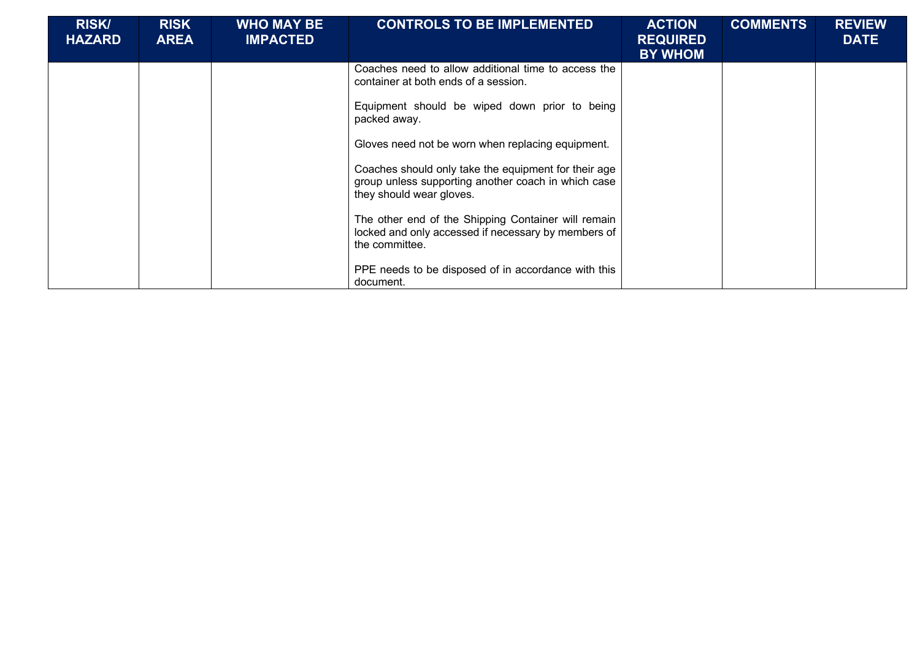| RISK/ HAZARD | RISK AREA | WHO MAY BE IMPACTED | CONTROLS TO BE IMPLEMENTED | ACTION REQUIRED BY WHOM | COMMENTS | REVIEW DATE |
| --- | --- | --- | --- | --- | --- | --- |
| | | | Coaches need to allow additional time to access the container at both ends of a session.<br><br>Equipment should be wiped down prior to being packed away.<br><br>Gloves need not be worn when replacing equipment.<br><br>Coaches should only take the equipment for their age group unless supporting another coach in which case they should wear gloves.<br><br>The other end of the Shipping Container will remain locked and only accessed if necessary by members of the committee.<br><br>PPE needs to be disposed of in accordance with this document. | | | |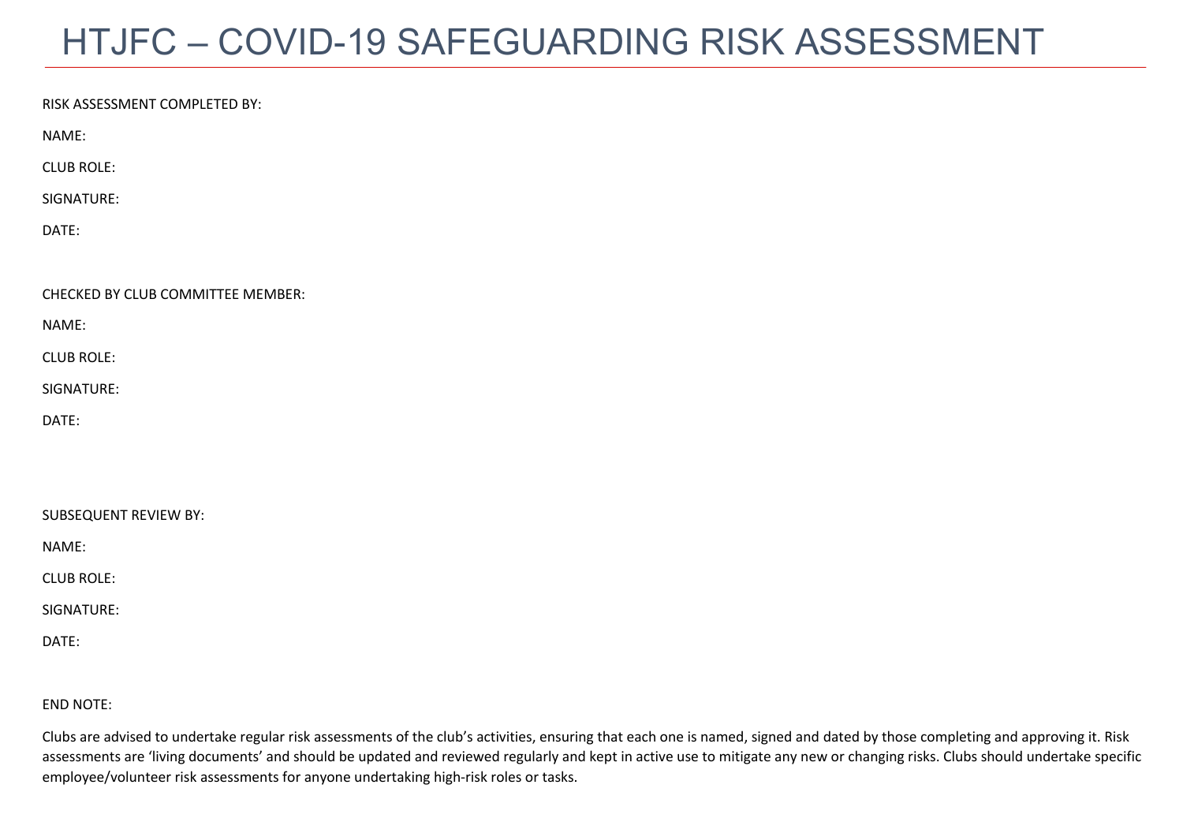# HTJFC – COVID-19 SAFEGUARDING RISK ASSESSMENT

RISK ASSESSMENT COMPLETED BY:

NAME:

CLUB ROLE:

SIGNATURE:

DATE:

CHECKED BY CLUB COMMITTEE MEMBER:

NAME:

CLUB ROLE:

SIGNATURE:

DATE:

SUBSEQUENT REVIEW BY:

NAME:

CLUB ROLE:

SIGNATURE:

DATE:

END NOTE:

Clubs are advised to undertake regular risk assessments of the club's activities, ensuring that each one is named, signed and dated by those completing and approving it. Risk assessments are 'living documents' and should be updated and reviewed regularly and kept in active use to mitigate any new or changing risks. Clubs should undertake specific employee/volunteer risk assessments for anyone undertaking high-risk roles or tasks.